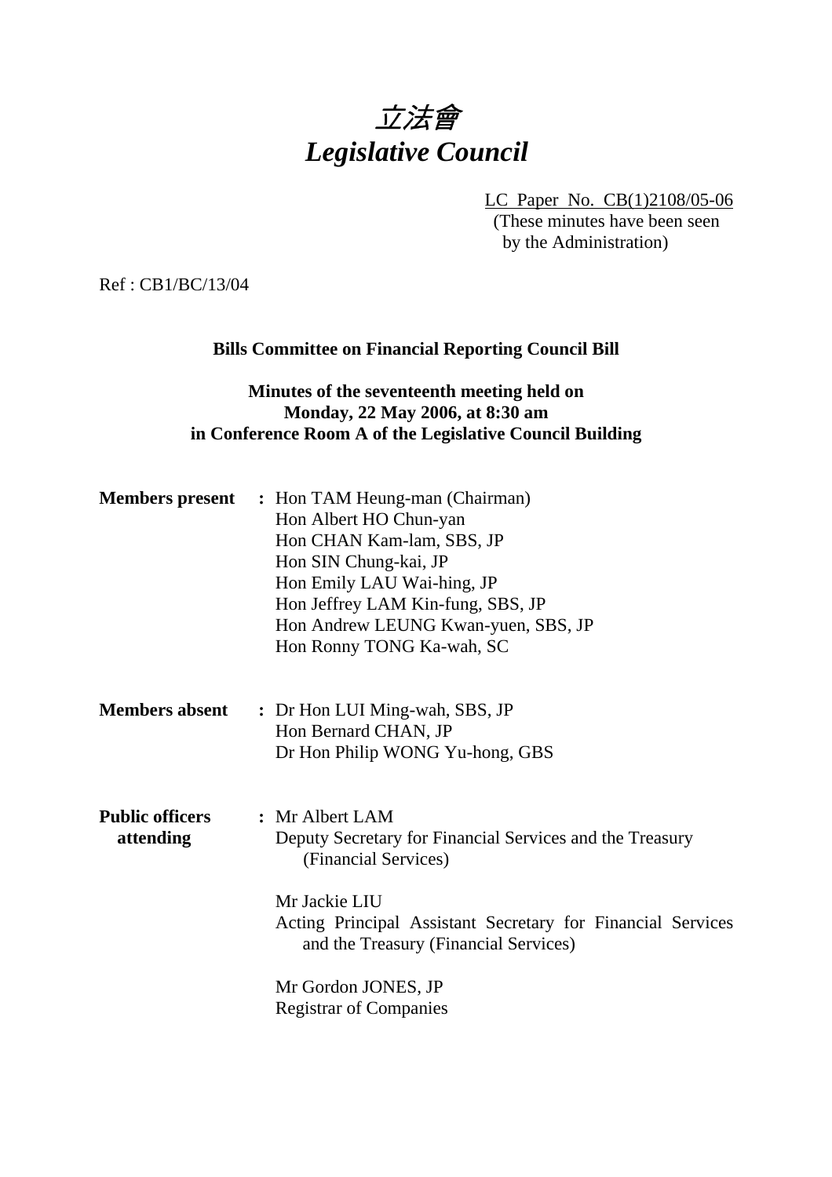# 立法會
# *Legislative Council*

LC Paper No. CB(1)2108/05-06
(These minutes have been seen by the Administration)

Ref : CB1/BC/13/04

**Bills Committee on Financial Reporting Council Bill**

**Minutes of the seventeenth meeting held on Monday, 22 May 2006, at 8:30 am in Conference Room A of the Legislative Council Building**

**Members present** : Hon TAM Heung-man (Chairman)
Hon Albert HO Chun-yan
Hon CHAN Kam-lam, SBS, JP
Hon SIN Chung-kai, JP
Hon Emily LAU Wai-hing, JP
Hon Jeffrey LAM Kin-fung, SBS, JP
Hon Andrew LEUNG Kwan-yuen, SBS, JP
Hon Ronny TONG Ka-wah, SC

**Members absent** : Dr Hon LUI Ming-wah, SBS, JP
Hon Bernard CHAN, JP
Dr Hon Philip WONG Yu-hong, GBS

**Public officers attending** : Mr Albert LAM
Deputy Secretary for Financial Services and the Treasury (Financial Services)

Mr Jackie LIU
Acting Principal Assistant Secretary for Financial Services and the Treasury (Financial Services)

Mr Gordon JONES, JP
Registrar of Companies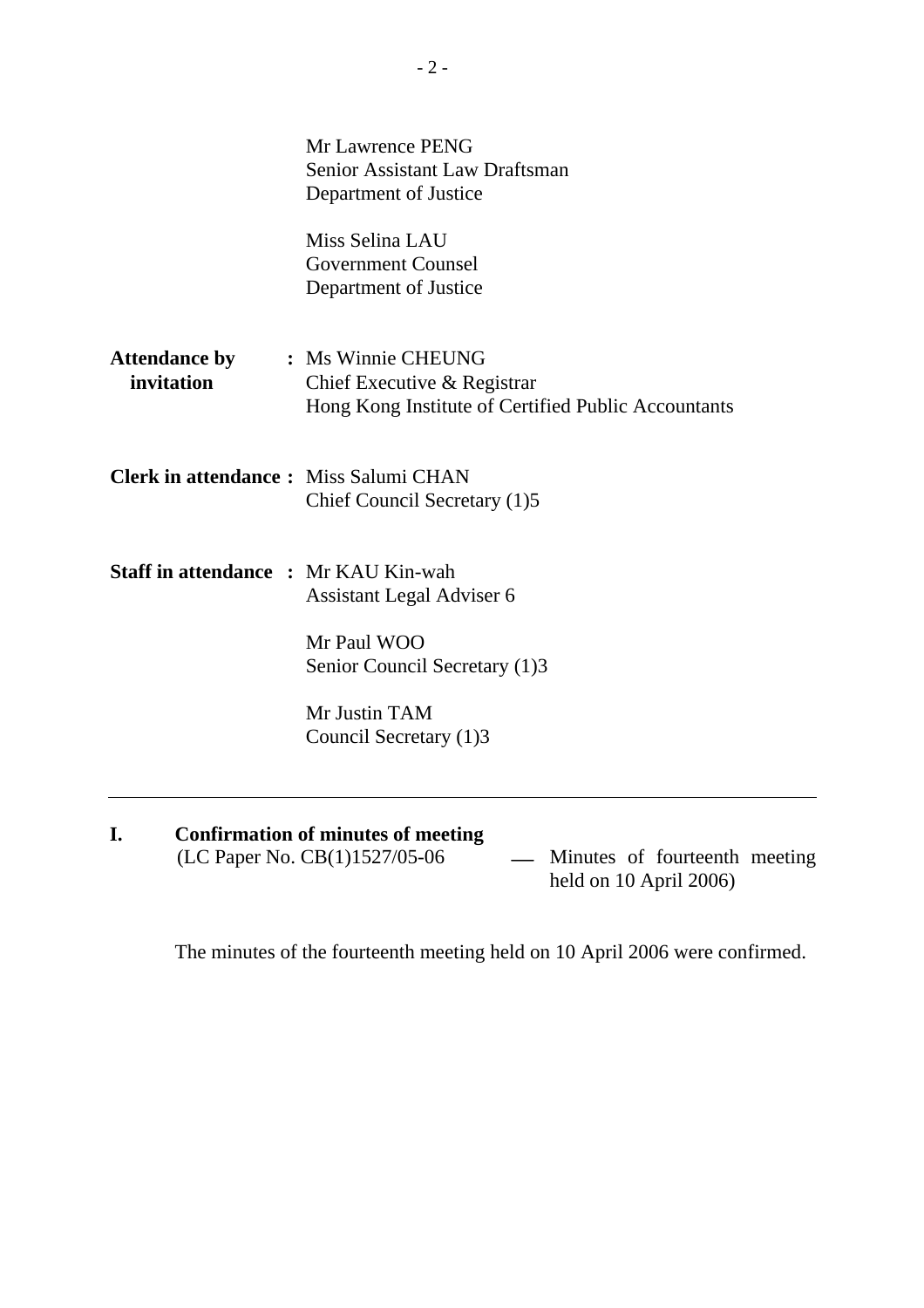Mr Lawrence PENG
Senior Assistant Law Draftsman
Department of Justice

Miss Selina LAU
Government Counsel
Department of Justice

**Attendance by invitation** : Ms Winnie CHEUNG
Chief Executive & Registrar
Hong Kong Institute of Certified Public Accountants

**Clerk in attendance** : Miss Salumi CHAN
Chief Council Secretary (1)5

**Staff in attendance** : Mr KAU Kin-wah
Assistant Legal Adviser 6

Mr Paul WOO
Senior Council Secretary (1)3

Mr Justin TAM
Council Secretary (1)3

---

## I. Confirmation of minutes of meeting

(LC Paper No. CB(1)1527/05-06 — Minutes of fourteenth meeting held on 10 April 2006)

The minutes of the fourteenth meeting held on 10 April 2006 were confirmed.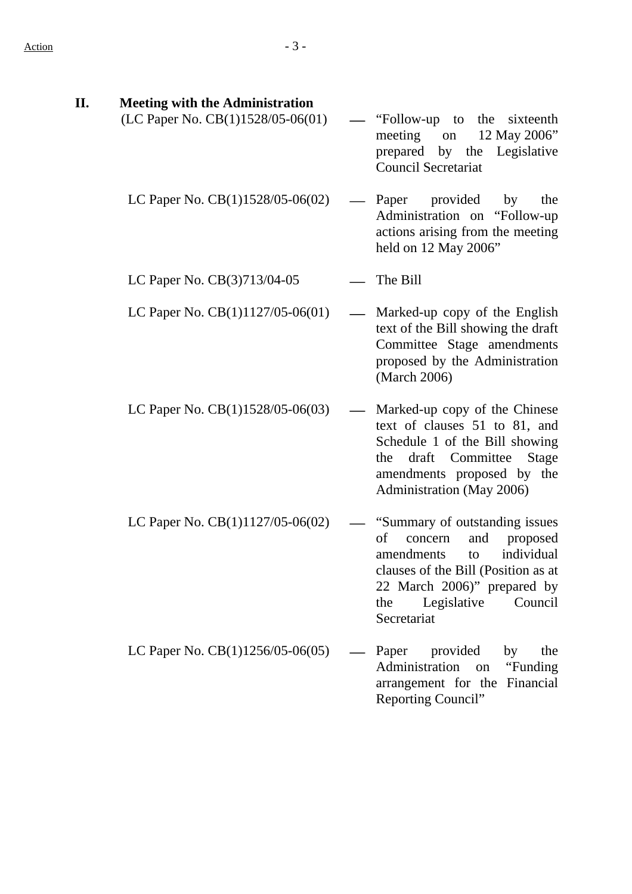## II. Meeting with the Administration

(LC Paper No. CB(1)1528/05-06(01) — "Follow-up to the sixteenth meeting on 12 May 2006" prepared by the Legislative Council Secretariat

LC Paper No. CB(1)1528/05-06(02) — Paper provided by the Administration on "Follow-up actions arising from the meeting held on 12 May 2006"

LC Paper No. CB(3)713/04-05 — The Bill

LC Paper No. CB(1)1127/05-06(01) — Marked-up copy of the English text of the Bill showing the draft Committee Stage amendments proposed by the Administration (March 2006)

LC Paper No. CB(1)1528/05-06(03) — Marked-up copy of the Chinese text of clauses 51 to 81, and Schedule 1 of the Bill showing the draft Committee Stage amendments proposed by the Administration (May 2006)

LC Paper No. CB(1)1127/05-06(02) — "Summary of outstanding issues of concern and proposed amendments to individual clauses of the Bill (Position as at 22 March 2006)" prepared by the Legislative Council Secretariat

LC Paper No. CB(1)1256/05-06(05) — Paper provided by the Administration on "Funding arrangement for the Financial Reporting Council"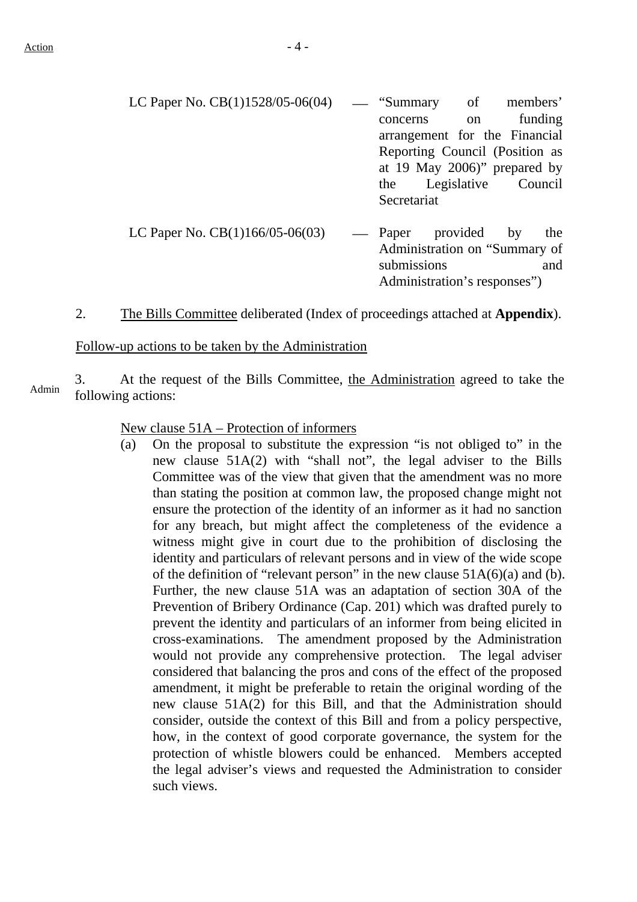LC Paper No. CB(1)1528/05-06(04) — "Summary of members' concerns on funding arrangement for the Financial Reporting Council (Position as at 19 May 2006)" prepared by the Legislative Council Secretariat

LC Paper No. CB(1)166/05-06(03) — Paper provided by the Administration on "Summary of submissions and Administration's responses")

2. The Bills Committee deliberated (Index of proceedings attached at **Appendix**).

Follow-up actions to be taken by the Administration

Admin

3. At the request of the Bills Committee, the Administration agreed to take the following actions:

New clause 51A – Protection of informers

(a) On the proposal to substitute the expression "is not obliged to" in the new clause 51A(2) with "shall not", the legal adviser to the Bills Committee was of the view that given that the amendment was no more than stating the position at common law, the proposed change might not ensure the protection of the identity of an informer as it had no sanction for any breach, but might affect the completeness of the evidence a witness might give in court due to the prohibition of disclosing the identity and particulars of relevant persons and in view of the wide scope of the definition of "relevant person" in the new clause 51A(6)(a) and (b). Further, the new clause 51A was an adaptation of section 30A of the Prevention of Bribery Ordinance (Cap. 201) which was drafted purely to prevent the identity and particulars of an informer from being elicited in cross-examinations. The amendment proposed by the Administration would not provide any comprehensive protection. The legal adviser considered that balancing the pros and cons of the effect of the proposed amendment, it might be preferable to retain the original wording of the new clause 51A(2) for this Bill, and that the Administration should consider, outside the context of this Bill and from a policy perspective, how, in the context of good corporate governance, the system for the protection of whistle blowers could be enhanced. Members accepted the legal adviser's views and requested the Administration to consider such views.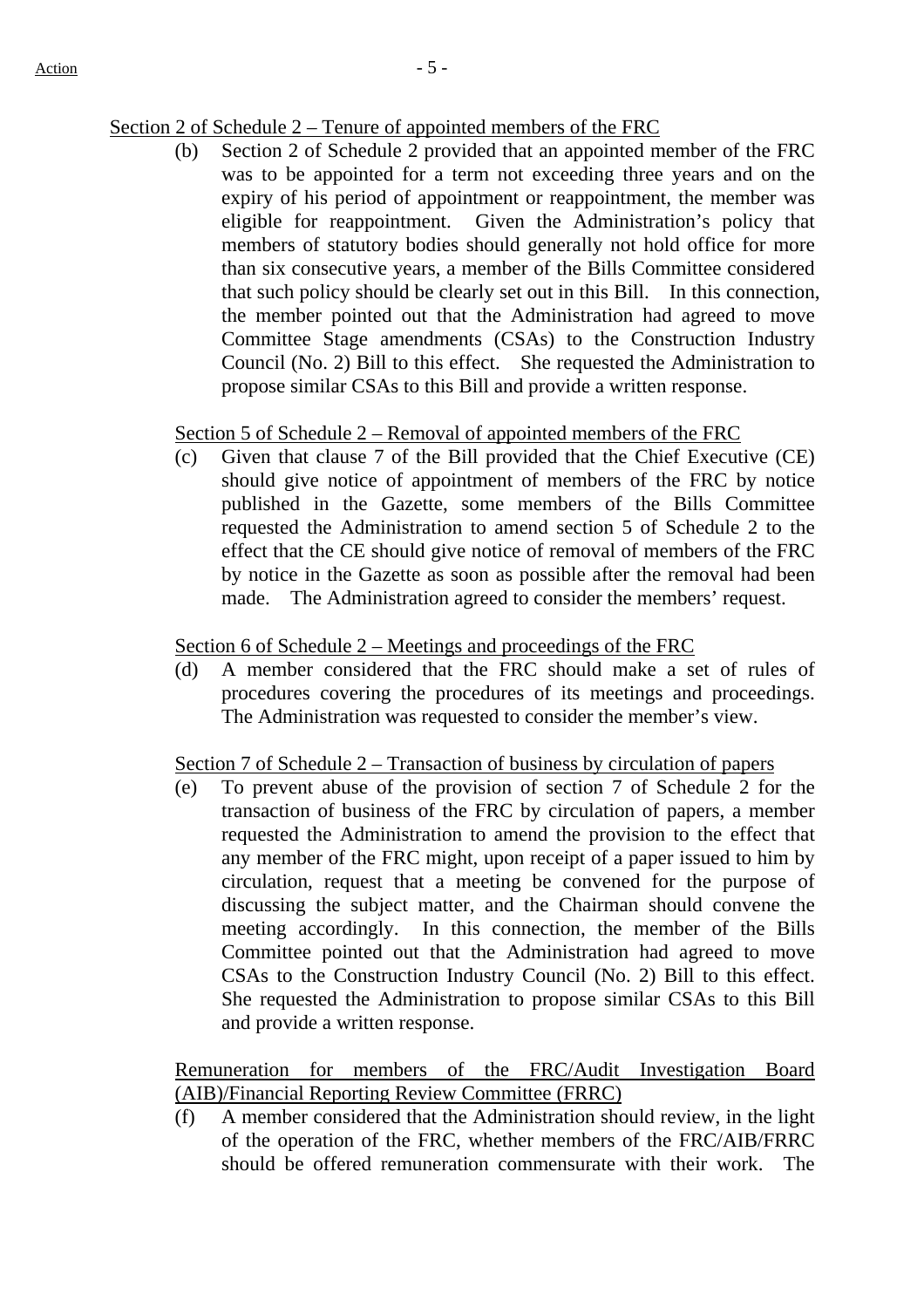Section 2 of Schedule 2 – Tenure of appointed members of the FRC

(b) Section 2 of Schedule 2 provided that an appointed member of the FRC was to be appointed for a term not exceeding three years and on the expiry of his period of appointment or reappointment, the member was eligible for reappointment. Given the Administration's policy that members of statutory bodies should generally not hold office for more than six consecutive years, a member of the Bills Committee considered that such policy should be clearly set out in this Bill. In this connection, the member pointed out that the Administration had agreed to move Committee Stage amendments (CSAs) to the Construction Industry Council (No. 2) Bill to this effect. She requested the Administration to propose similar CSAs to this Bill and provide a written response.

Section 5 of Schedule 2 – Removal of appointed members of the FRC

(c) Given that clause 7 of the Bill provided that the Chief Executive (CE) should give notice of appointment of members of the FRC by notice published in the Gazette, some members of the Bills Committee requested the Administration to amend section 5 of Schedule 2 to the effect that the CE should give notice of removal of members of the FRC by notice in the Gazette as soon as possible after the removal had been made. The Administration agreed to consider the members' request.

Section 6 of Schedule 2 – Meetings and proceedings of the FRC

(d) A member considered that the FRC should make a set of rules of procedures covering the procedures of its meetings and proceedings. The Administration was requested to consider the member's view.

Section 7 of Schedule 2 – Transaction of business by circulation of papers

(e) To prevent abuse of the provision of section 7 of Schedule 2 for the transaction of business of the FRC by circulation of papers, a member requested the Administration to amend the provision to the effect that any member of the FRC might, upon receipt of a paper issued to him by circulation, request that a meeting be convened for the purpose of discussing the subject matter, and the Chairman should convene the meeting accordingly. In this connection, the member of the Bills Committee pointed out that the Administration had agreed to move CSAs to the Construction Industry Council (No. 2) Bill to this effect. She requested the Administration to propose similar CSAs to this Bill and provide a written response.

Remuneration for members of the FRC/Audit Investigation Board (AIB)/Financial Reporting Review Committee (FRRC)

(f) A member considered that the Administration should review, in the light of the operation of the FRC, whether members of the FRC/AIB/FRRC should be offered remuneration commensurate with their work. The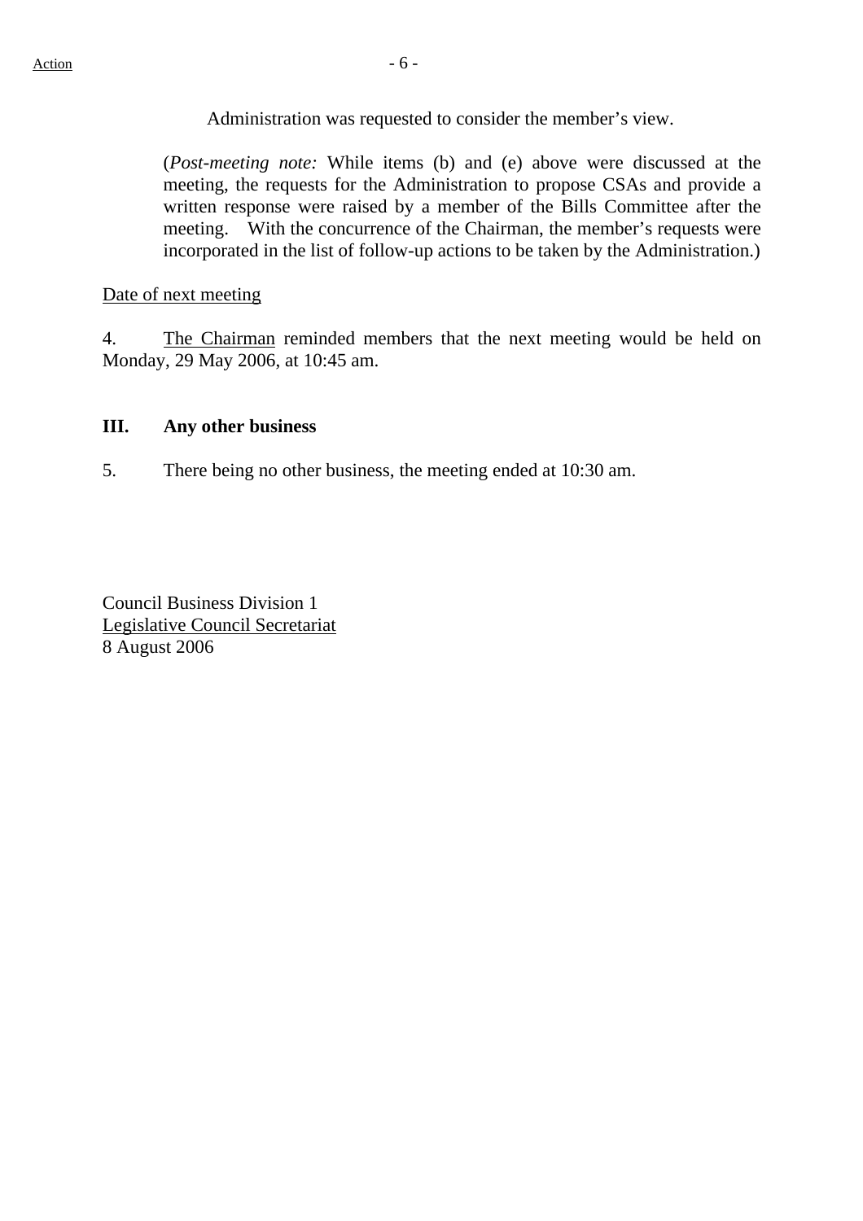Administration was requested to consider the member's view.

(*Post-meeting note:* While items (b) and (e) above were discussed at the meeting, the requests for the Administration to propose CSAs and provide a written response were raised by a member of the Bills Committee after the meeting. With the concurrence of the Chairman, the member's requests were incorporated in the list of follow-up actions to be taken by the Administration.)

Date of next meeting

4. The Chairman reminded members that the next meeting would be held on Monday, 29 May 2006, at 10:45 am.

### III. Any other business

5. There being no other business, the meeting ended at 10:30 am.

Council Business Division 1
Legislative Council Secretariat
8 August 2006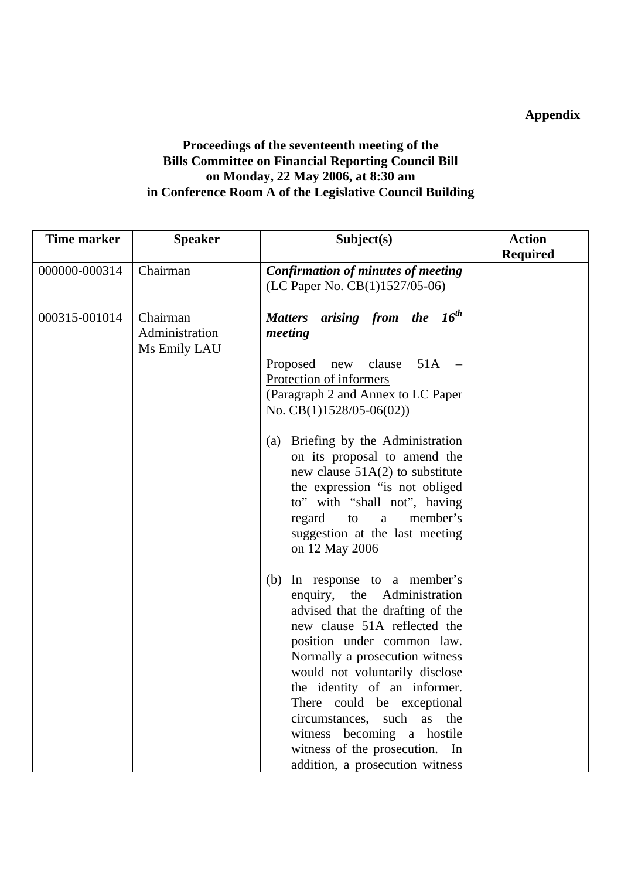**Appendix**

**Proceedings of the seventeenth meeting of the Bills Committee on Financial Reporting Council Bill on Monday, 22 May 2006, at 8:30 am in Conference Room A of the Legislative Council Building**

| Time marker | Speaker | Subject(s) | Action Required |
|---|---|---|---|
| 000000-000314 | Chairman | ***Confirmation of minutes of meeting*** (LC Paper No. CB(1)1527/05-06) | |
| 000315-001014 | Chairman<br>Administration<br>Ms Emily LAU | ***Matters arising from the 16th meeting***<br><br>Proposed new clause 51A – Protection of informers<br>(Paragraph 2 and Annex to LC Paper No. CB(1)1528/05-06(02))<br><br>(a) Briefing by the Administration on its proposal to amend the new clause 51A(2) to substitute the expression "is not obliged to" with "shall not", having regard to a member's suggestion at the last meeting on 12 May 2006<br><br>(b) In response to a member's enquiry, the Administration advised that the drafting of the new clause 51A reflected the position under common law. Normally a prosecution witness would not voluntarily disclose the identity of an informer. There could be exceptional circumstances, such as the witness becoming a hostile witness of the prosecution. In addition, a prosecution witness | |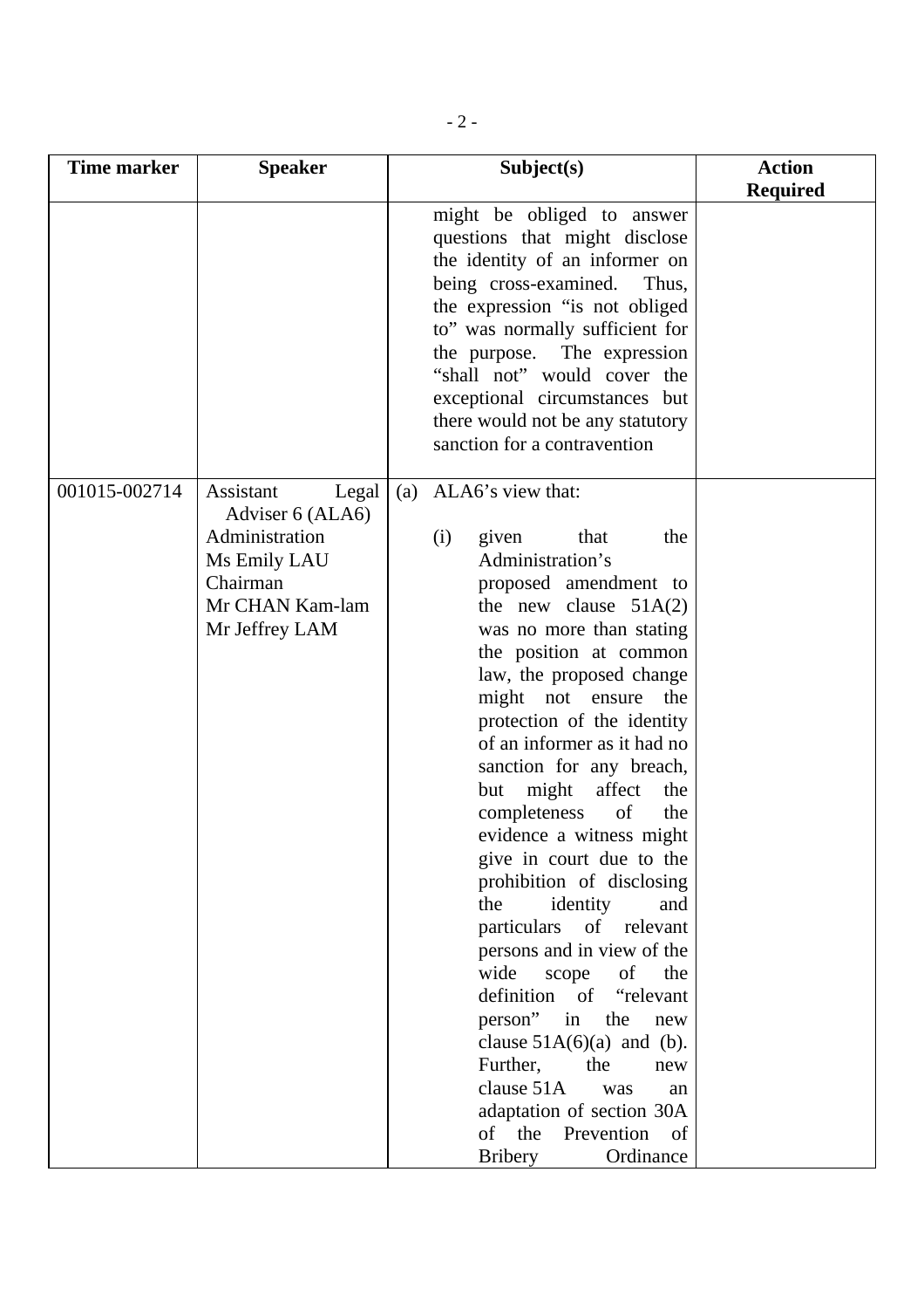| Time marker | Speaker | Subject(s) | Action Required |
|---|---|---|---|
| | | might be obliged to answer questions that might disclose the identity of an informer on being cross-examined. Thus, the expression "is not obliged to" was normally sufficient for the purpose. The expression "shall not" would cover the exceptional circumstances but there would not be any statutory sanction for a contravention | |
| 001015-002714 | Assistant Legal Adviser 6 (ALA6)<br>Administration<br>Ms Emily LAU<br>Chairman<br>Mr CHAN Kam-lam<br>Mr Jeffrey LAM | (a) ALA6's view that:<br><br>(i) given that the Administration's proposed amendment to the new clause 51A(2) was no more than stating the position at common law, the proposed change might not ensure the protection of the identity of an informer as it had no sanction for any breach, but might affect the completeness of the evidence a witness might give in court due to the prohibition of disclosing the identity and particulars of relevant persons and in view of the wide scope of the definition of "relevant person" in the new clause 51A(6)(a) and (b). Further, the new clause 51A was an adaptation of section 30A of the Prevention of Bribery Ordinance | |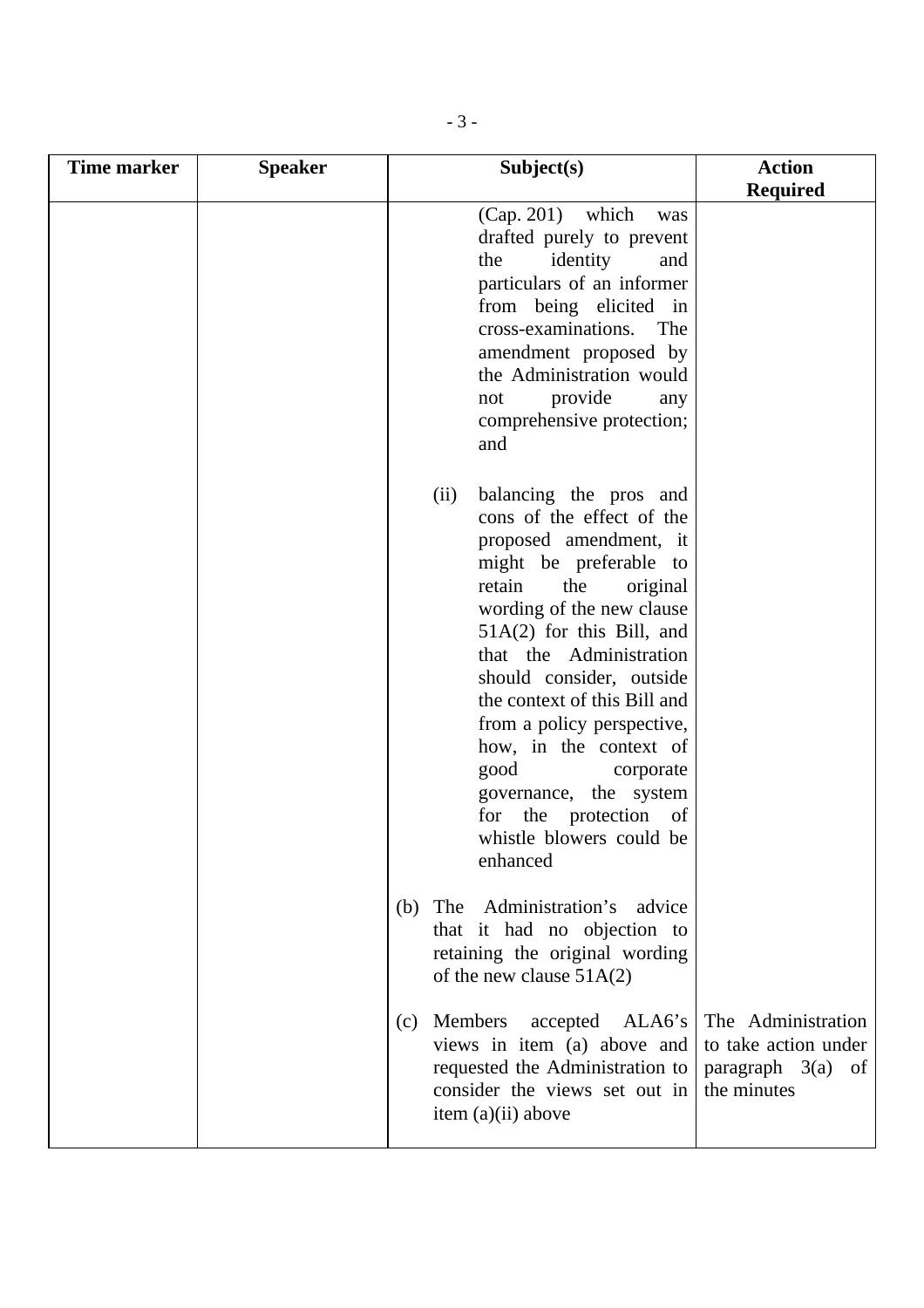| Time marker | Speaker | Subject(s) | Action Required |
|---|---|---|---|
| | | (Cap. 201) which was drafted purely to prevent the identity and particulars of an informer from being elicited in cross-examinations. The amendment proposed by the Administration would not provide any comprehensive protection; and<br><br>(ii) balancing the pros and cons of the effect of the proposed amendment, it might be preferable to retain the original wording of the new clause 51A(2) for this Bill, and that the Administration should consider, outside the context of this Bill and from a policy perspective, how, in the context of good corporate governance, the system for the protection of whistle blowers could be enhanced<br><br>(b) The Administration's advice that it had no objection to retaining the original wording of the new clause 51A(2) | |
| | | (c) Members accepted ALA6's views in item (a) above and requested the Administration to consider the views set out in item (a)(ii) above | The Administration to take action under paragraph 3(a) of the minutes |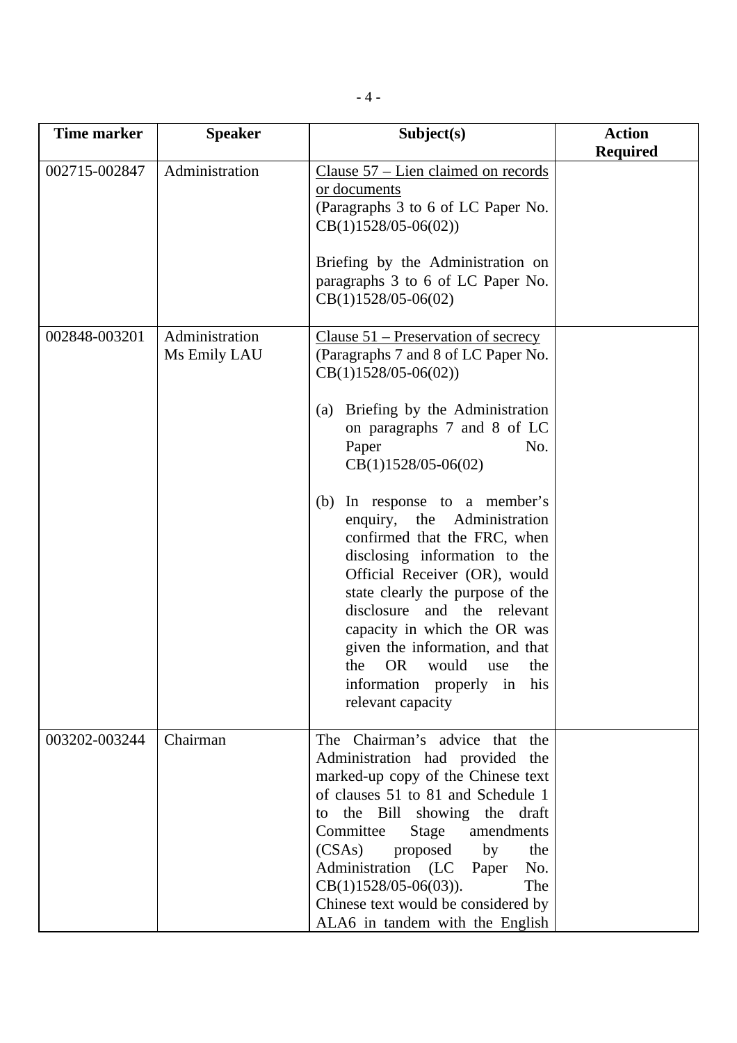| Time marker | Speaker | Subject(s) | Action Required |
|---|---|---|---|
| 002715-002847 | Administration | Clause 57 – Lien claimed on records or documents<br>(Paragraphs 3 to 6 of LC Paper No. CB(1)1528/05-06(02))<br><br>Briefing by the Administration on paragraphs 3 to 6 of LC Paper No. CB(1)1528/05-06(02) | |
| 002848-003201 | Administration<br>Ms Emily LAU | Clause 51 – Preservation of secrecy<br>(Paragraphs 7 and 8 of LC Paper No. CB(1)1528/05-06(02))<br><br>(a) Briefing by the Administration on paragraphs 7 and 8 of LC Paper No. CB(1)1528/05-06(02)<br><br>(b) In response to a member's enquiry, the Administration confirmed that the FRC, when disclosing information to the Official Receiver (OR), would state clearly the purpose of the disclosure and the relevant capacity in which the OR was given the information, and that the OR would use the information properly in his relevant capacity | |
| 003202-003244 | Chairman | The Chairman's advice that the Administration had provided the marked-up copy of the Chinese text of clauses 51 to 81 and Schedule 1 to the Bill showing the draft Committee Stage amendments (CSAs) proposed by the Administration (LC Paper No. CB(1)1528/05-06(03)). The Chinese text would be considered by ALA6 in tandem with the English | |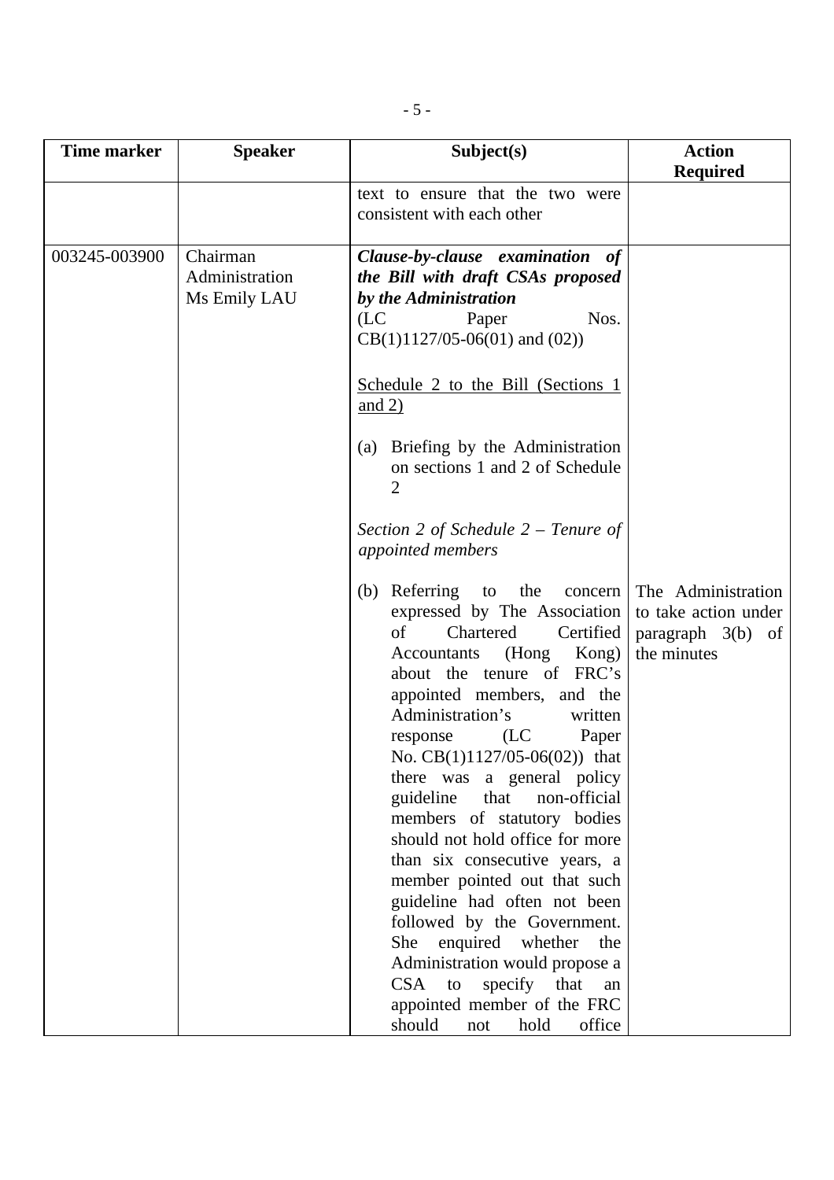| Time marker | Speaker | Subject(s) | Action Required |
|---|---|---|---|
| | | text to ensure that the two were consistent with each other | |
| 003245-003900 | Chairman<br>Administration<br>Ms Emily LAU | ***Clause-by-clause examination of the Bill with draft CSAs proposed by the Administration***<br>(LC Paper Nos. CB(1)1127/05-06(01) and (02))<br><br><u>Schedule 2 to the Bill (Sections 1 and 2)</u><br><br>(a) Briefing by the Administration on sections 1 and 2 of Schedule 2<br><br>*Section 2 of Schedule 2 – Tenure of appointed members*<br><br>(b) Referring to the concern expressed by The Association of Chartered Certified Accountants (Hong Kong) about the tenure of FRC's appointed members, and the Administration's written response (LC Paper No. CB(1)1127/05-06(02)) that there was a general policy guideline that non-official members of statutory bodies should not hold office for more than six consecutive years, a member pointed out that such guideline had often not been followed by the Government. She enquired whether the Administration would propose a CSA to specify that an appointed member of the FRC should not hold office | The Administration to take action under paragraph 3(b) of the minutes |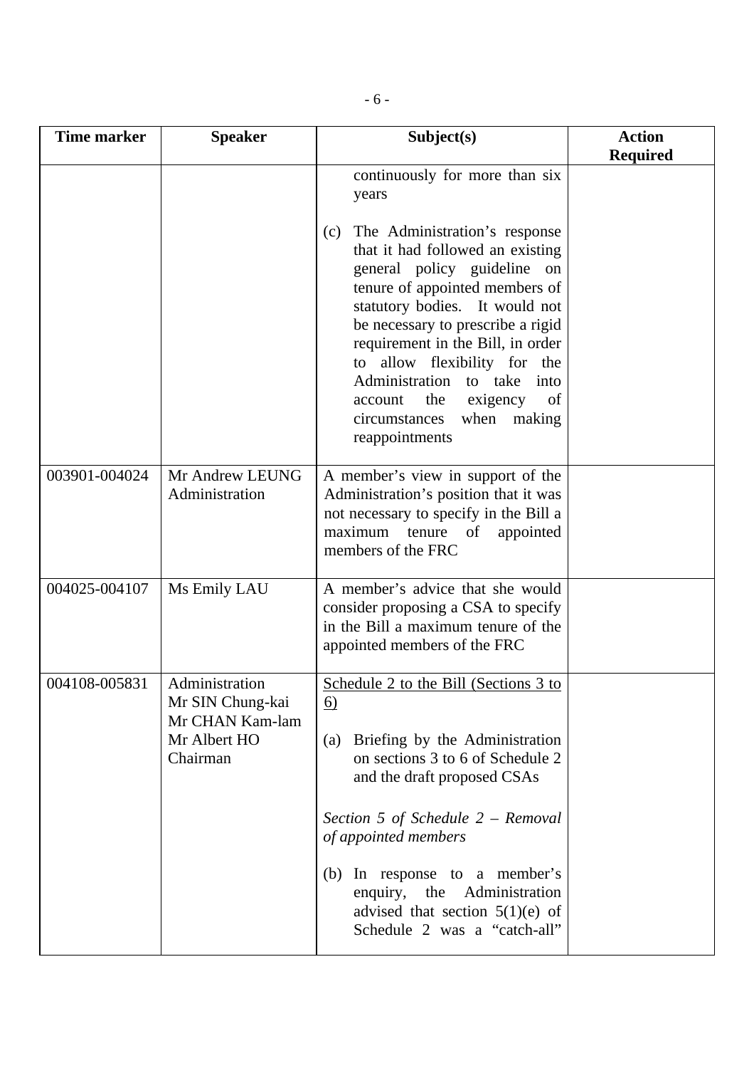| Time marker | Speaker | Subject(s) | Action Required |
|---|---|---|---|
| | | continuously for more than six years<br><br>(c) The Administration's response that it had followed an existing general policy guideline on tenure of appointed members of statutory bodies. It would not be necessary to prescribe a rigid requirement in the Bill, in order to allow flexibility for the Administration to take into account the exigency of circumstances when making reappointments | |
| 003901-004024 | Mr Andrew LEUNG<br>Administration | A member's view in support of the Administration's position that it was not necessary to specify in the Bill a maximum tenure of appointed members of the FRC | |
| 004025-004107 | Ms Emily LAU | A member's advice that she would consider proposing a CSA to specify in the Bill a maximum tenure of the appointed members of the FRC | |
| 004108-005831 | Administration<br>Mr SIN Chung-kai<br>Mr CHAN Kam-lam<br>Mr Albert HO<br>Chairman | <u>Schedule 2 to the Bill (Sections 3 to 6)</u><br><br>(a) Briefing by the Administration on sections 3 to 6 of Schedule 2 and the draft proposed CSAs<br><br>*Section 5 of Schedule 2 – Removal of appointed members*<br><br>(b) In response to a member's enquiry, the Administration advised that section 5(1)(e) of Schedule 2 was a "catch-all" | |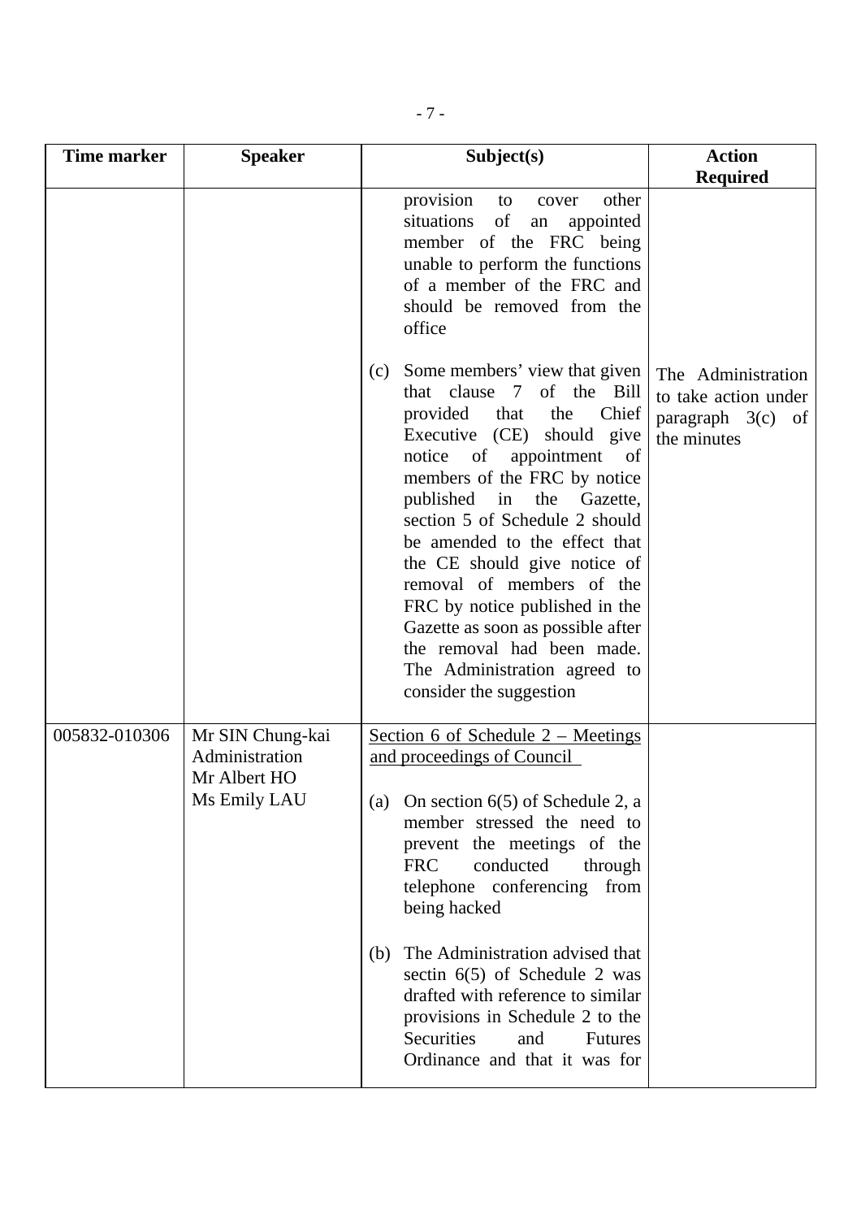| Time marker | Speaker | Subject(s) | Action Required |
|---|---|---|---|
| | | provision to cover other situations of an appointed member of the FRC being unable to perform the functions of a member of the FRC and should be removed from the office<br><br>(c) Some members' view that given that clause 7 of the Bill provided that the Chief Executive (CE) should give notice of appointment of members of the FRC by notice published in the Gazette, section 5 of Schedule 2 should be amended to the effect that the CE should give notice of removal of members of the FRC by notice published in the Gazette as soon as possible after the removal had been made. The Administration agreed to consider the suggestion | The Administration to take action under paragraph 3(c) of the minutes |
| 005832-010306 | Mr SIN Chung-kai<br>Administration<br>Mr Albert HO<br>Ms Emily LAU | Section 6 of Schedule 2 – Meetings and proceedings of Council<br><br>(a) On section 6(5) of Schedule 2, a member stressed the need to prevent the meetings of the FRC conducted through telephone conferencing from being hacked<br><br>(b) The Administration advised that sectin 6(5) of Schedule 2 was drafted with reference to similar provisions in Schedule 2 to the Securities and Futures Ordinance and that it was for | |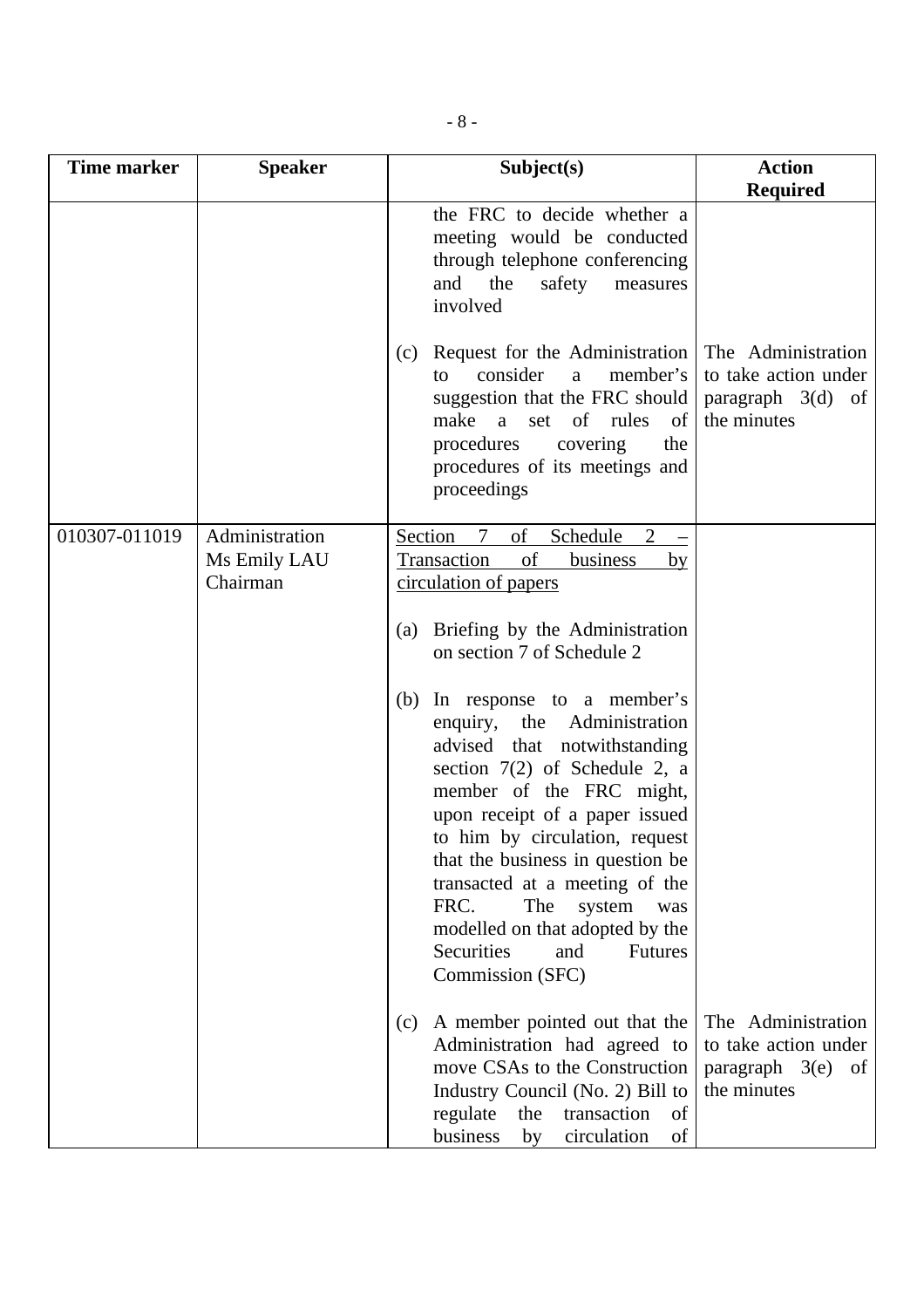| Time marker | Speaker | Subject(s) | Action Required |
|---|---|---|---|
| | | the FRC to decide whether a meeting would be conducted through telephone conferencing and the safety measures involved | |
| | | (c) Request for the Administration to consider a member's suggestion that the FRC should make a set of rules of procedures covering the procedures of its meetings and proceedings | The Administration to take action under paragraph 3(d) of the minutes |
| 010307-011019 | Administration<br>Ms Emily LAU<br>Chairman | <u>Section 7 of Schedule 2 – Transaction of business by circulation of papers</u><br><br>(a) Briefing by the Administration on section 7 of Schedule 2<br><br>(b) In response to a member's enquiry, the Administration advised that notwithstanding section 7(2) of Schedule 2, a member of the FRC might, upon receipt of a paper issued to him by circulation, request that the business in question be transacted at a meeting of the FRC. The system was modelled on that adopted by the Securities and Futures Commission (SFC) | |
| | | (c) A member pointed out that the Administration had agreed to move CSAs to the Construction Industry Council (No. 2) Bill to regulate the transaction of business by circulation of | The Administration to take action under paragraph 3(e) of the minutes |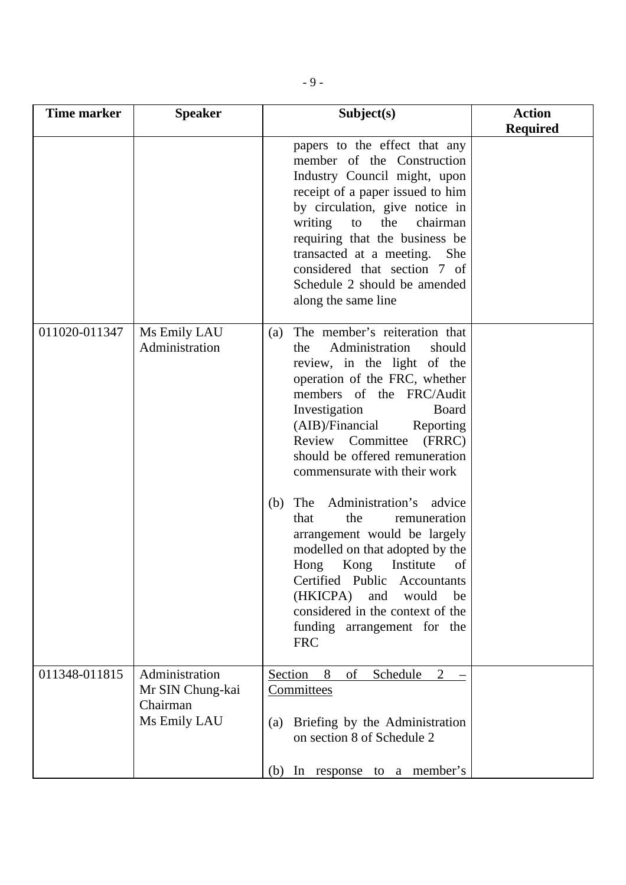| Time marker | Speaker | Subject(s) | Action Required |
|---|---|---|---|
| | | papers to the effect that any member of the Construction Industry Council might, upon receipt of a paper issued to him by circulation, give notice in writing to the chairman requiring that the business be transacted at a meeting. She considered that section 7 of Schedule 2 should be amended along the same line | |
| 011020-011347 | Ms Emily LAU<br>Administration | (a) The member's reiteration that the Administration should review, in the light of the operation of the FRC, whether members of the FRC/Audit Investigation Board (AIB)/Financial Reporting Review Committee (FRRC) should be offered remuneration commensurate with their work<br><br>(b) The Administration's advice that the remuneration arrangement would be largely modelled on that adopted by the Hong Kong Institute of Certified Public Accountants (HKICPA) and would be considered in the context of the funding arrangement for the FRC | |
| 011348-011815 | Administration<br>Mr SIN Chung-kai<br>Chairman<br>Ms Emily LAU | <u>Section 8 of Schedule 2 – Committees</u><br><br>(a) Briefing by the Administration on section 8 of Schedule 2<br><br>(b) In response to a member's | |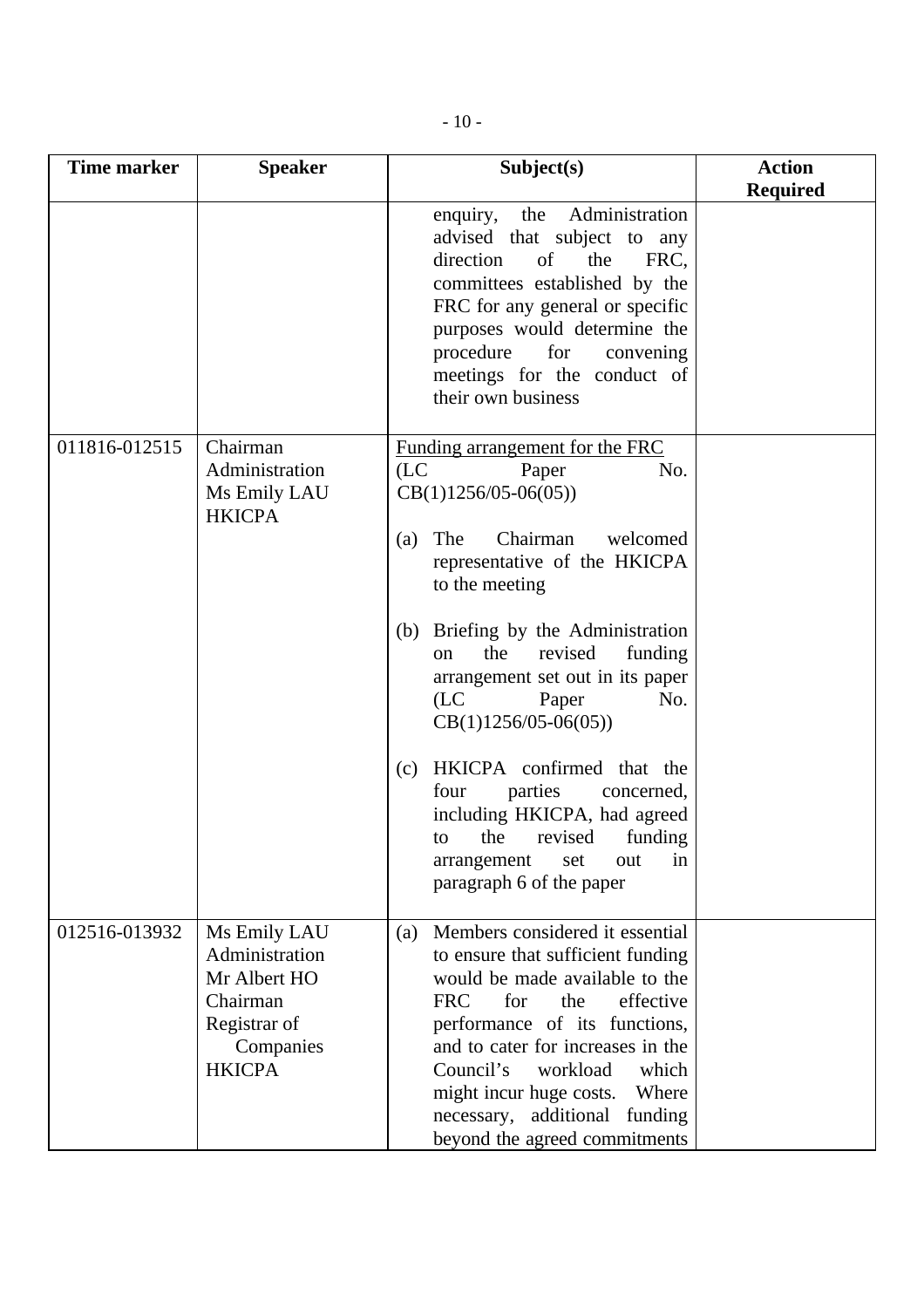| Time marker | Speaker | Subject(s) | Action Required |
|---|---|---|---|
| | | enquiry, the Administration advised that subject to any direction of the FRC, committees established by the FRC for any general or specific purposes would determine the procedure for convening meetings for the conduct of their own business | |
| 011816-012515 | Chairman<br>Administration<br>Ms Emily LAU<br>HKICPA | Funding arrangement for the FRC (LC Paper No. CB(1)1256/05-06(05))<br><br>(a) The Chairman welcomed representative of the HKICPA to the meeting<br><br>(b) Briefing by the Administration on the revised funding arrangement set out in its paper (LC Paper No. CB(1)1256/05-06(05))<br><br>(c) HKICPA confirmed that the four parties concerned, including HKICPA, had agreed to the revised funding arrangement set out in paragraph 6 of the paper | |
| 012516-013932 | Ms Emily LAU<br>Administration<br>Mr Albert HO<br>Chairman<br>Registrar of Companies<br>HKICPA | (a) Members considered it essential to ensure that sufficient funding would be made available to the FRC for the effective performance of its functions, and to cater for increases in the Council's workload which might incur huge costs. Where necessary, additional funding beyond the agreed commitments | |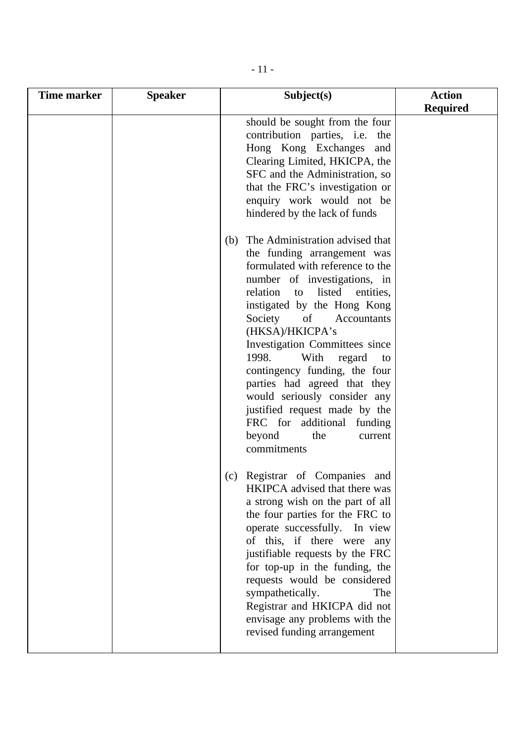| Time marker | Speaker | Subject(s) | Action Required |
| --- | --- | --- | --- |
| | | should be sought from the four contribution parties, i.e. the Hong Kong Exchanges and Clearing Limited, HKICPA, the SFC and the Administration, so that the FRC's investigation or enquiry work would not be hindered by the lack of funds<br><br>(b) The Administration advised that the funding arrangement was formulated with reference to the number of investigations, in relation to listed entities, instigated by the Hong Kong Society of Accountants (HKSA)/HKICPA's Investigation Committees since 1998. With regard to contingency funding, the four parties had agreed that they would seriously consider any justified request made by the FRC for additional funding beyond the current commitments<br><br>(c) Registrar of Companies and HKIPCA advised that there was a strong wish on the part of all the four parties for the FRC to operate successfully. In view of this, if there were any justifiable requests by the FRC for top-up in the funding, the requests would be considered sympathetically. The Registrar and HKICPA did not envisage any problems with the revised funding arrangement | |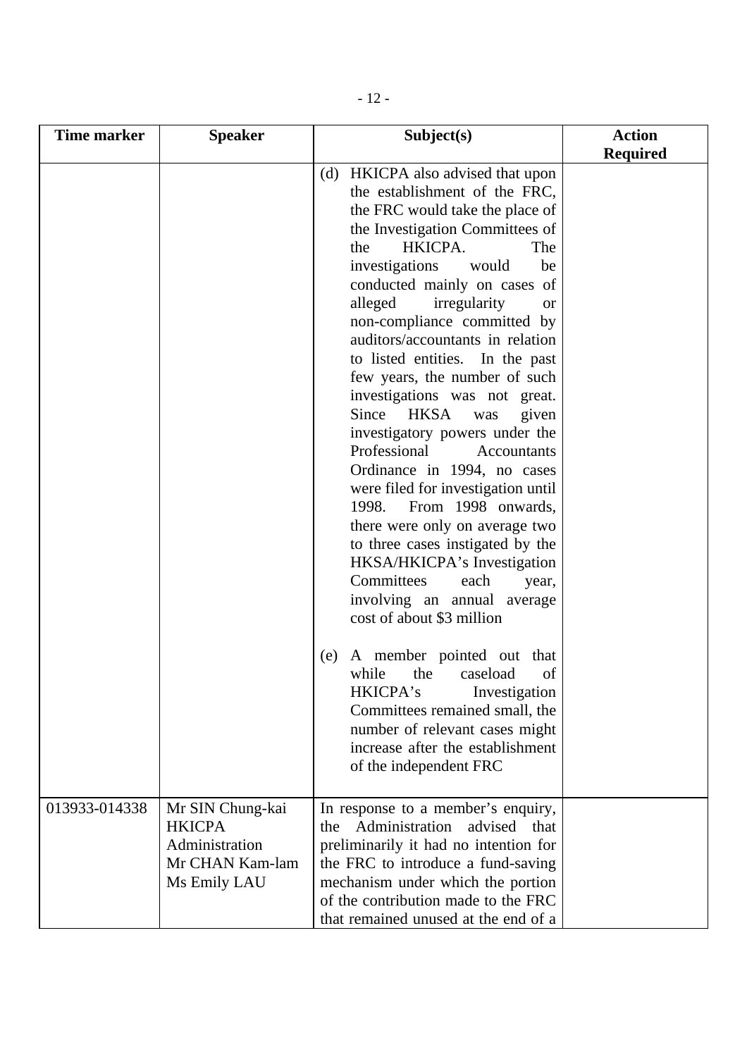| Time marker | Speaker | Subject(s) | Action Required |
|---|---|---|---|
| | | (d) HKICPA also advised that upon the establishment of the FRC, the FRC would take the place of the Investigation Committees of the HKICPA. The investigations would be conducted mainly on cases of alleged irregularity or non-compliance committed by auditors/accountants in relation to listed entities. In the past few years, the number of such investigations was not great. Since HKSA was given investigatory powers under the Professional Accountants Ordinance in 1994, no cases were filed for investigation until 1998. From 1998 onwards, there were only on average two to three cases instigated by the HKSA/HKICPA's Investigation Committees each year, involving an annual average cost of about $3 million<br><br>(e) A member pointed out that while the caseload of HKICPA's Investigation Committees remained small, the number of relevant cases might increase after the establishment of the independent FRC | |
| 013933-014338 | Mr SIN Chung-kai<br>HKICPA<br>Administration<br>Mr CHAN Kam-lam<br>Ms Emily LAU | In response to a member's enquiry, the Administration advised that preliminarily it had no intention for the FRC to introduce a fund-saving mechanism under which the portion of the contribution made to the FRC that remained unused at the end of a | |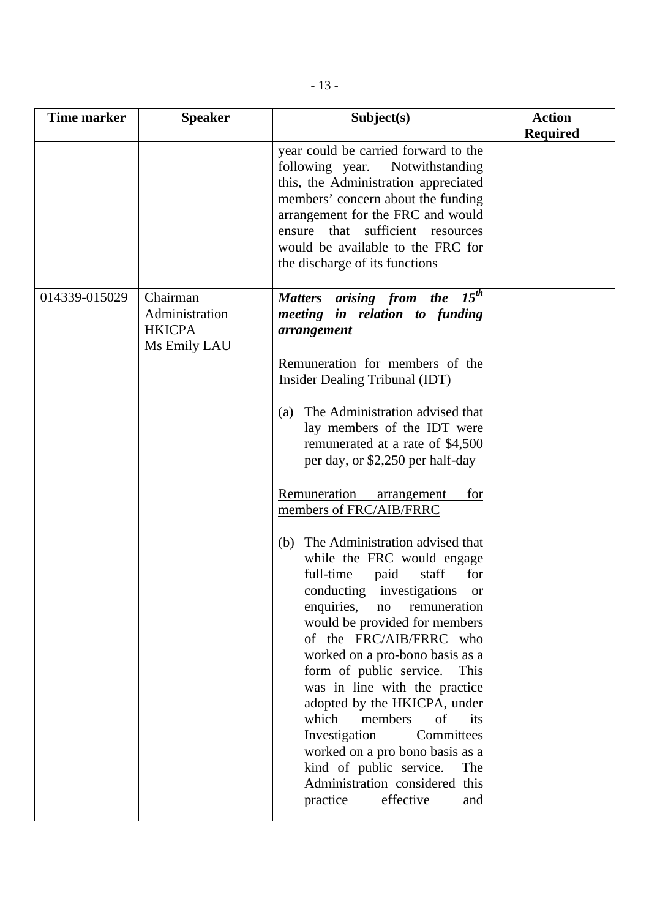| Time marker | Speaker | Subject(s) | Action Required |
|---|---|---|---|
| | | year could be carried forward to the following year. Notwithstanding this, the Administration appreciated members' concern about the funding arrangement for the FRC and would ensure that sufficient resources would be available to the FRC for the discharge of its functions | |
| 014339-015029 | Chairman<br>Administration<br>HKICPA<br>Ms Emily LAU | ***Matters arising from the 15th meeting in relation to funding arrangement***<br><br><u>Remuneration for members of the Insider Dealing Tribunal (IDT)</u><br><br>(a) The Administration advised that lay members of the IDT were remunerated at a rate of $4,500 per day, or $2,250 per half-day<br><br><u>Remuneration arrangement for members of FRC/AIB/FRRC</u><br><br>(b) The Administration advised that while the FRC would engage full-time paid staff for conducting investigations or enquiries, no remuneration would be provided for members of the FRC/AIB/FRRC who worked on a pro-bono basis as a form of public service. This was in line with the practice adopted by the HKICPA, under which members of its Investigation Committees worked on a pro bono basis as a kind of public service. The Administration considered this practice effective and | |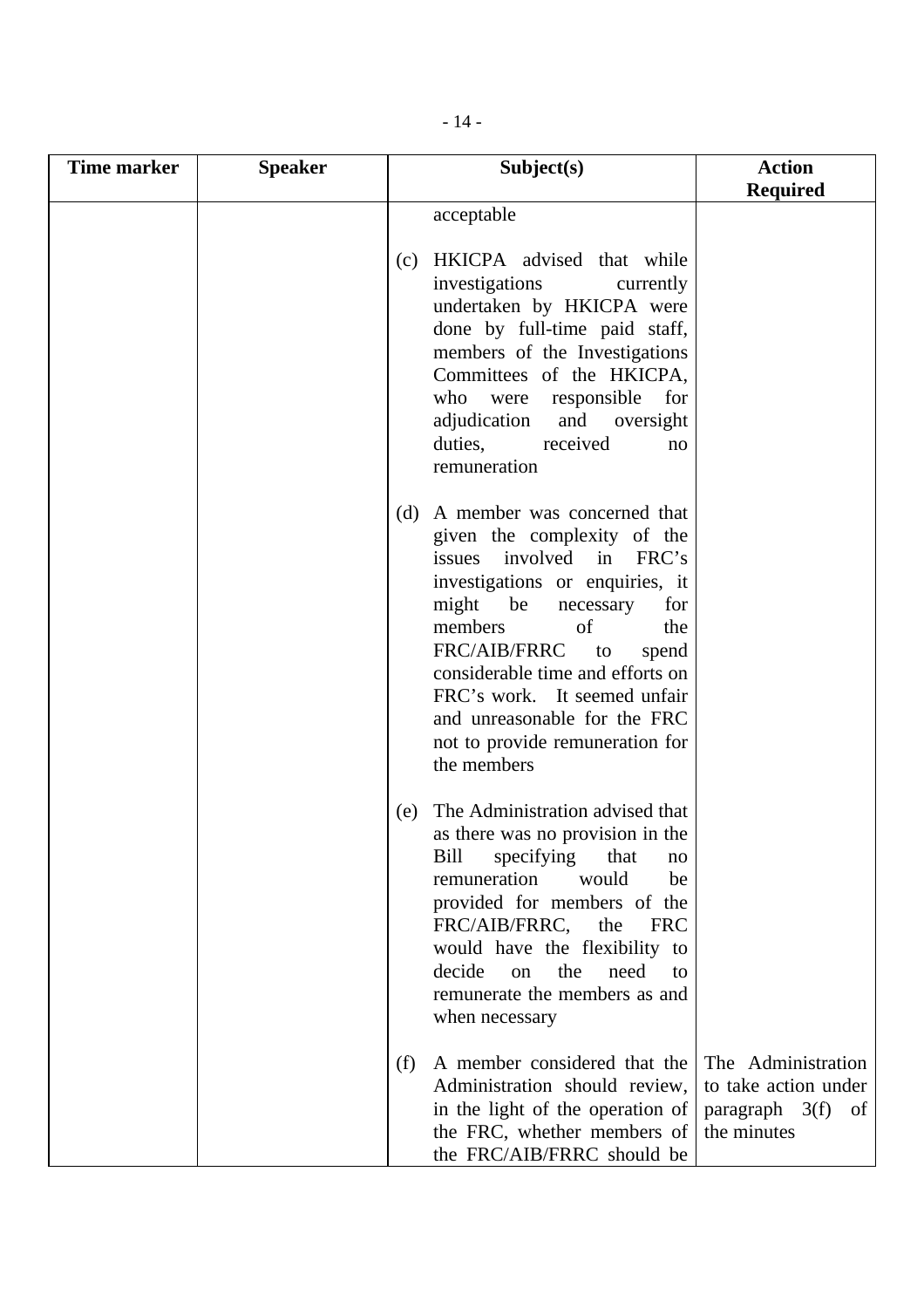| Time marker | Speaker | Subject(s) | Action Required |
|---|---|---|---|
| | | acceptable<br><br>(c) HKICPA advised that while investigations currently undertaken by HKICPA were done by full-time paid staff, members of the Investigations Committees of the HKICPA, who were responsible for adjudication and oversight duties, received no remuneration<br><br>(d) A member was concerned that given the complexity of the issues involved in FRC's investigations or enquiries, it might be necessary for members of the FRC/AIB/FRRC to spend considerable time and efforts on FRC's work. It seemed unfair and unreasonable for the FRC not to provide remuneration for the members<br><br>(e) The Administration advised that as there was no provision in the Bill specifying that no remuneration would be provided for members of the FRC/AIB/FRRC, the FRC would have the flexibility to decide on the need to remunerate the members as and when necessary<br><br>(f) A member considered that the Administration should review, in the light of the operation of the FRC, whether members of the FRC/AIB/FRRC should be | The Administration to take action under paragraph 3(f) of the minutes |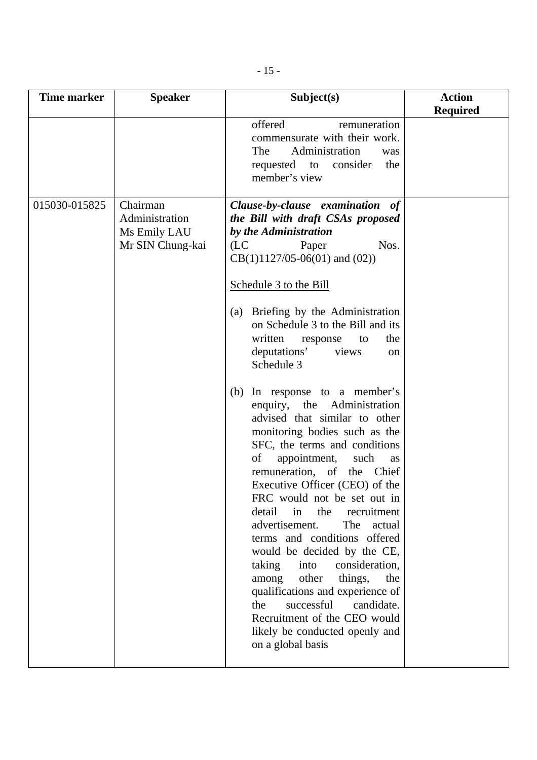| Time marker | Speaker | Subject(s) | Action Required |
|---|---|---|---|
| | | offered remuneration commensurate with their work. The Administration was requested to consider the member's view | |
| 015030-015825 | Chairman<br>Administration<br>Ms Emily LAU<br>Mr SIN Chung-kai | ***Clause-by-clause examination of the Bill with draft CSAs proposed by the Administration***<br>(LC Paper Nos. CB(1)1127/05-06(01) and (02))<br><br><u>Schedule 3 to the Bill</u><br><br>(a) Briefing by the Administration on Schedule 3 to the Bill and its written response to the deputations' views on Schedule 3<br><br>(b) In response to a member's enquiry, the Administration advised that similar to other monitoring bodies such as the SFC, the terms and conditions of appointment, such as remuneration, of the Chief Executive Officer (CEO) of the FRC would not be set out in detail in the recruitment advertisement. The actual terms and conditions offered would be decided by the CE, taking into consideration, among other things, the qualifications and experience of the successful candidate. Recruitment of the CEO would likely be conducted openly and on a global basis | |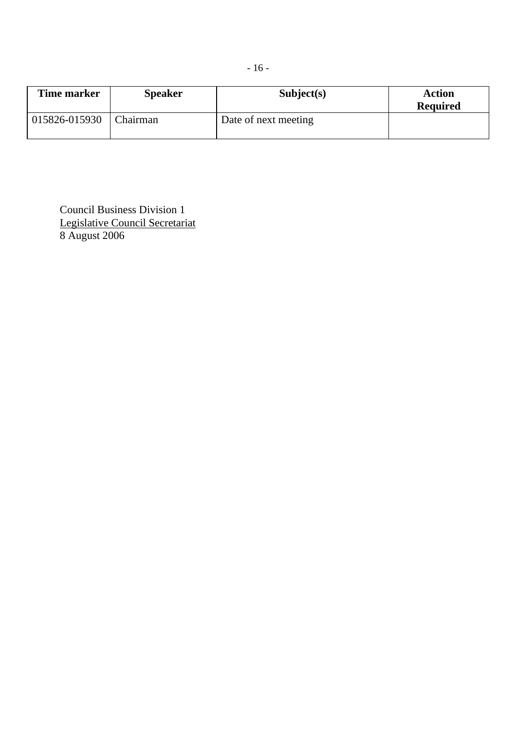| Time marker | Speaker | Subject(s) | Action Required |
| --- | --- | --- | --- |
| 015826-015930 | Chairman | Date of next meeting | |

Council Business Division 1
Legislative Council Secretariat
8 August 2006